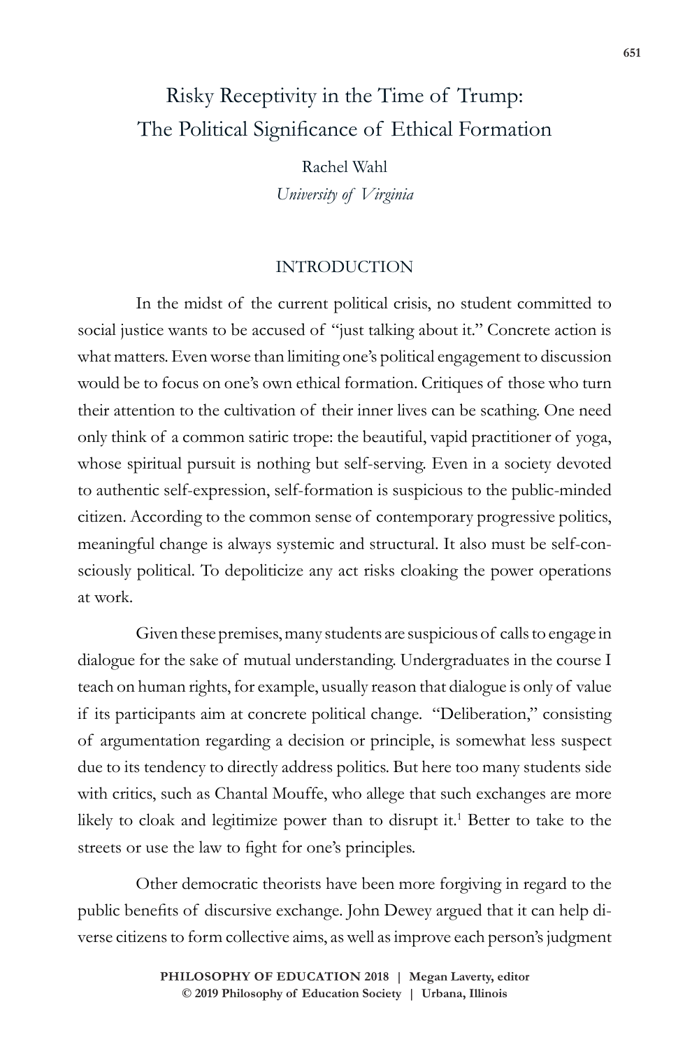# Risky Receptivity in the Time of Trump: The Political Significance of Ethical Formation

Rachel Wahl
*University of Virginia*

## INTRODUCTION

In the midst of the current political crisis, no student committed to social justice wants to be accused of "just talking about it." Concrete action is what matters. Even worse than limiting one's political engagement to discussion would be to focus on one's own ethical formation. Critiques of those who turn their attention to the cultivation of their inner lives can be scathing. One need only think of a common satiric trope: the beautiful, vapid practitioner of yoga, whose spiritual pursuit is nothing but self-serving. Even in a society devoted to authentic self-expression, self-formation is suspicious to the public-minded citizen. According to the common sense of contemporary progressive politics, meaningful change is always systemic and structural. It also must be self-consciously political. To depoliticize any act risks cloaking the power operations at work.

Given these premises, many students are suspicious of calls to engage in dialogue for the sake of mutual understanding. Undergraduates in the course I teach on human rights, for example, usually reason that dialogue is only of value if its participants aim at concrete political change. "Deliberation," consisting of argumentation regarding a decision or principle, is somewhat less suspect due to its tendency to directly address politics. But here too many students side with critics, such as Chantal Mouffe, who allege that such exchanges are more likely to cloak and legitimize power than to disrupt it.[1] Better to take to the streets or use the law to fight for one's principles.

Other democratic theorists have been more forgiving in regard to the public benefits of discursive exchange. John Dewey argued that it can help diverse citizens to form collective aims, as well as improve each person's judgment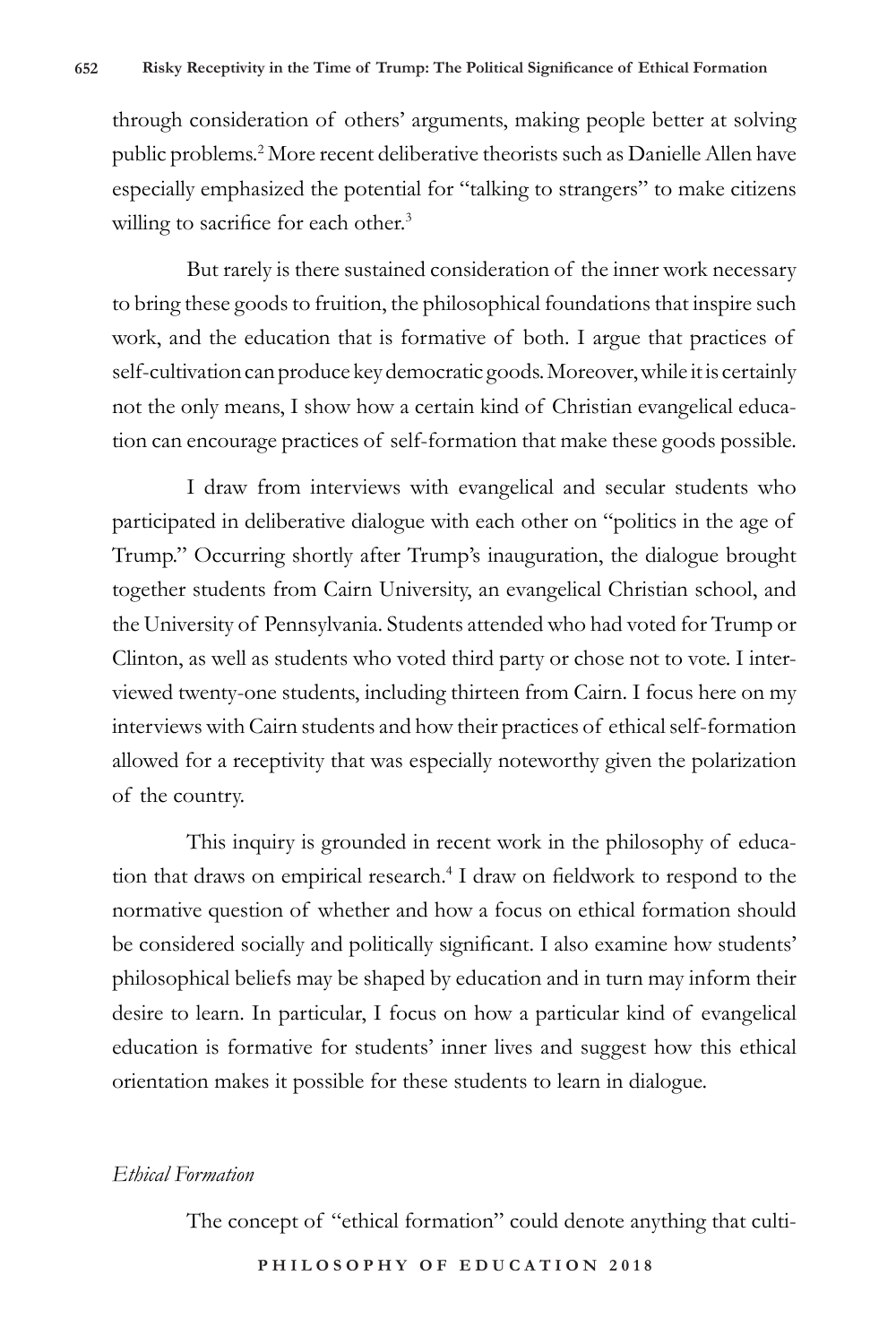through consideration of others' arguments, making people better at solving public problems.[2] More recent deliberative theorists such as Danielle Allen have especially emphasized the potential for "talking to strangers" to make citizens willing to sacrifice for each other.[3]

But rarely is there sustained consideration of the inner work necessary to bring these goods to fruition, the philosophical foundations that inspire such work, and the education that is formative of both. I argue that practices of self-cultivation can produce key democratic goods. Moreover, while it is certainly not the only means, I show how a certain kind of Christian evangelical education can encourage practices of self-formation that make these goods possible.

I draw from interviews with evangelical and secular students who participated in deliberative dialogue with each other on "politics in the age of Trump." Occurring shortly after Trump's inauguration, the dialogue brought together students from Cairn University, an evangelical Christian school, and the University of Pennsylvania. Students attended who had voted for Trump or Clinton, as well as students who voted third party or chose not to vote. I interviewed twenty-one students, including thirteen from Cairn. I focus here on my interviews with Cairn students and how their practices of ethical self-formation allowed for a receptivity that was especially noteworthy given the polarization of the country.

This inquiry is grounded in recent work in the philosophy of education that draws on empirical research.[4] I draw on fieldwork to respond to the normative question of whether and how a focus on ethical formation should be considered socially and politically significant. I also examine how students' philosophical beliefs may be shaped by education and in turn may inform their desire to learn. In particular, I focus on how a particular kind of evangelical education is formative for students' inner lives and suggest how this ethical orientation makes it possible for these students to learn in dialogue.

### *Ethical Formation*

The concept of "ethical formation" could denote anything that culti-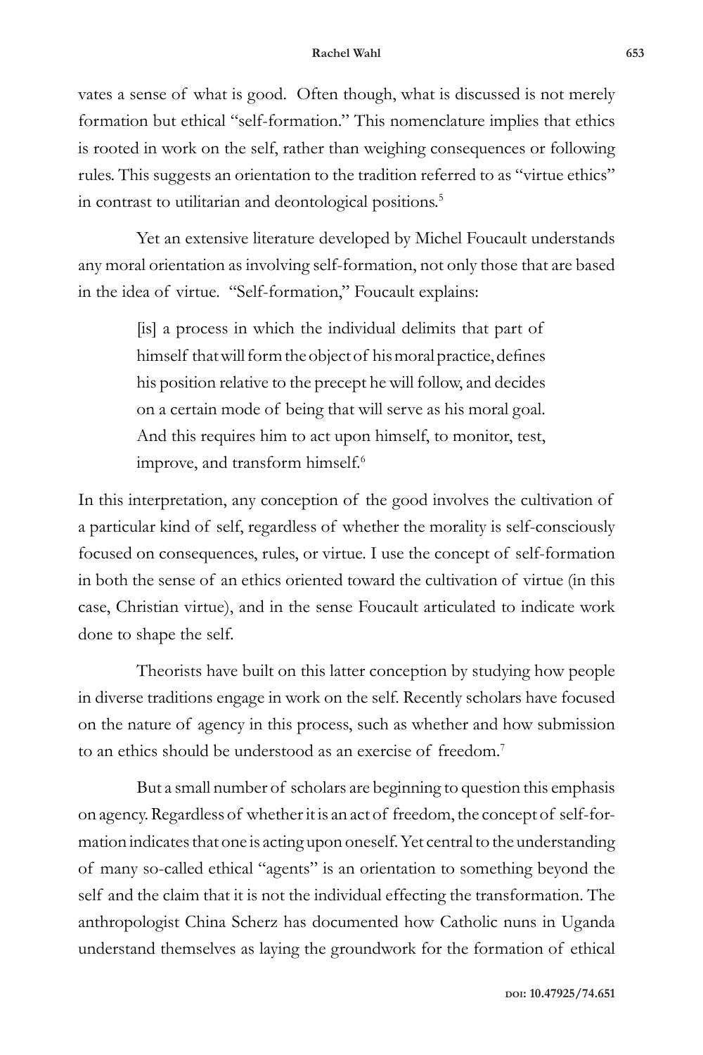vates a sense of what is good. Often though, what is discussed is not merely formation but ethical "self-formation." This nomenclature implies that ethics is rooted in work on the self, rather than weighing consequences or following rules. This suggests an orientation to the tradition referred to as "virtue ethics" in contrast to utilitarian and deontological positions.[5]

Yet an extensive literature developed by Michel Foucault understands any moral orientation as involving self-formation, not only those that are based in the idea of virtue. "Self-formation," Foucault explains:

> [is] a process in which the individual delimits that part of himself that will form the object of his moral practice, defines his position relative to the precept he will follow, and decides on a certain mode of being that will serve as his moral goal. And this requires him to act upon himself, to monitor, test, improve, and transform himself.[6]

In this interpretation, any conception of the good involves the cultivation of a particular kind of self, regardless of whether the morality is self-consciously focused on consequences, rules, or virtue. I use the concept of self-formation in both the sense of an ethics oriented toward the cultivation of virtue (in this case, Christian virtue), and in the sense Foucault articulated to indicate work done to shape the self.

Theorists have built on this latter conception by studying how people in diverse traditions engage in work on the self. Recently scholars have focused on the nature of agency in this process, such as whether and how submission to an ethics should be understood as an exercise of freedom.[7]

But a small number of scholars are beginning to question this emphasis on agency. Regardless of whether it is an act of freedom, the concept of self-formation indicates that one is acting upon oneself. Yet central to the understanding of many so-called ethical "agents" is an orientation to something beyond the self and the claim that it is not the individual effecting the transformation. The anthropologist China Scherz has documented how Catholic nuns in Uganda understand themselves as laying the groundwork for the formation of ethical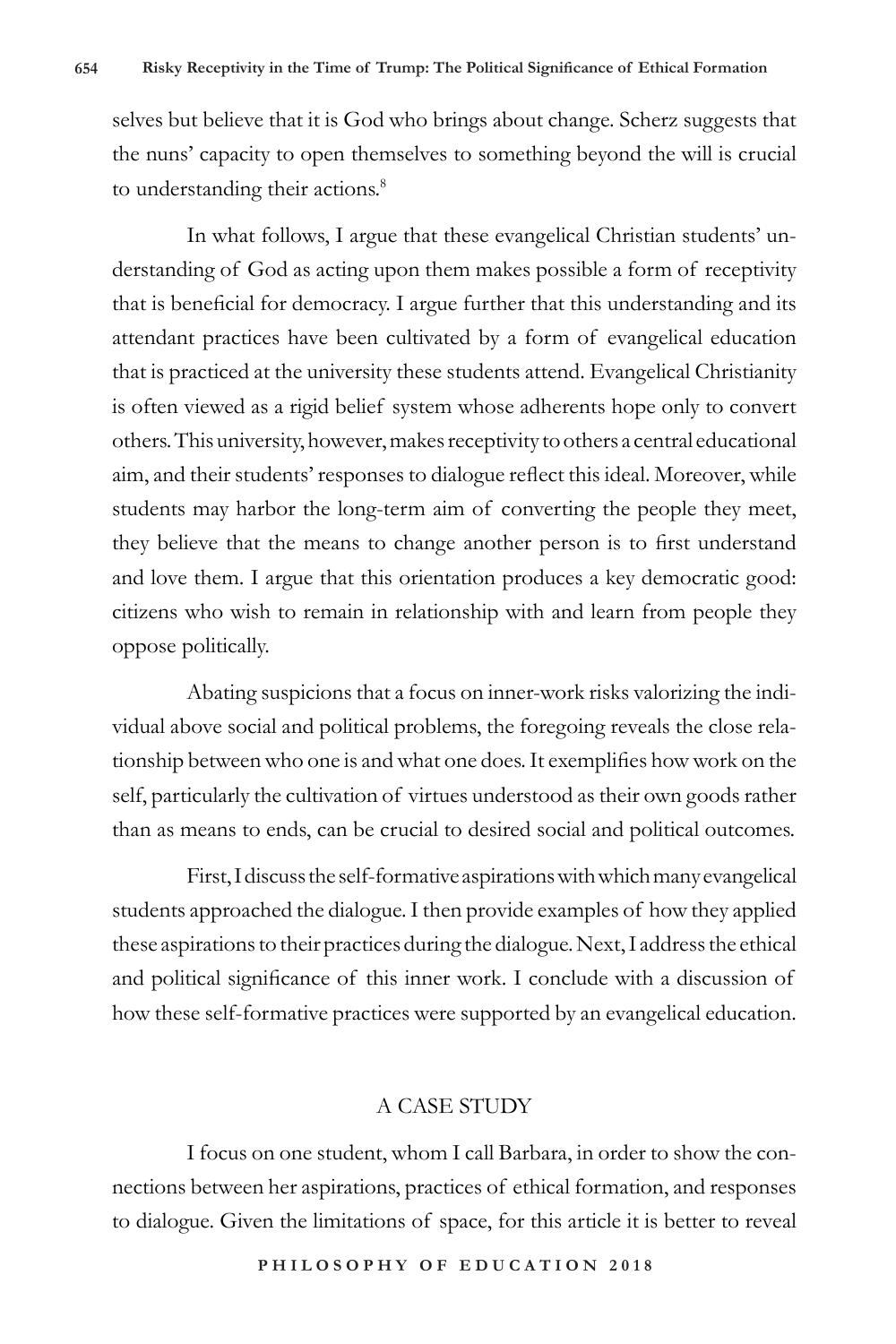selves but believe that it is God who brings about change. Scherz suggests that the nuns' capacity to open themselves to something beyond the will is crucial to understanding their actions.[8]

In what follows, I argue that these evangelical Christian students' understanding of God as acting upon them makes possible a form of receptivity that is beneficial for democracy. I argue further that this understanding and its attendant practices have been cultivated by a form of evangelical education that is practiced at the university these students attend. Evangelical Christianity is often viewed as a rigid belief system whose adherents hope only to convert others. This university, however, makes receptivity to others a central educational aim, and their students' responses to dialogue reflect this ideal. Moreover, while students may harbor the long-term aim of converting the people they meet, they believe that the means to change another person is to first understand and love them. I argue that this orientation produces a key democratic good: citizens who wish to remain in relationship with and learn from people they oppose politically.

Abating suspicions that a focus on inner-work risks valorizing the individual above social and political problems, the foregoing reveals the close relationship between who one is and what one does. It exemplifies how work on the self, particularly the cultivation of virtues understood as their own goods rather than as means to ends, can be crucial to desired social and political outcomes.

First, I discuss the self-formative aspirations with which many evangelical students approached the dialogue. I then provide examples of how they applied these aspirations to their practices during the dialogue. Next, I address the ethical and political significance of this inner work. I conclude with a discussion of how these self-formative practices were supported by an evangelical education.

## A CASE STUDY

I focus on one student, whom I call Barbara, in order to show the connections between her aspirations, practices of ethical formation, and responses to dialogue. Given the limitations of space, for this article it is better to reveal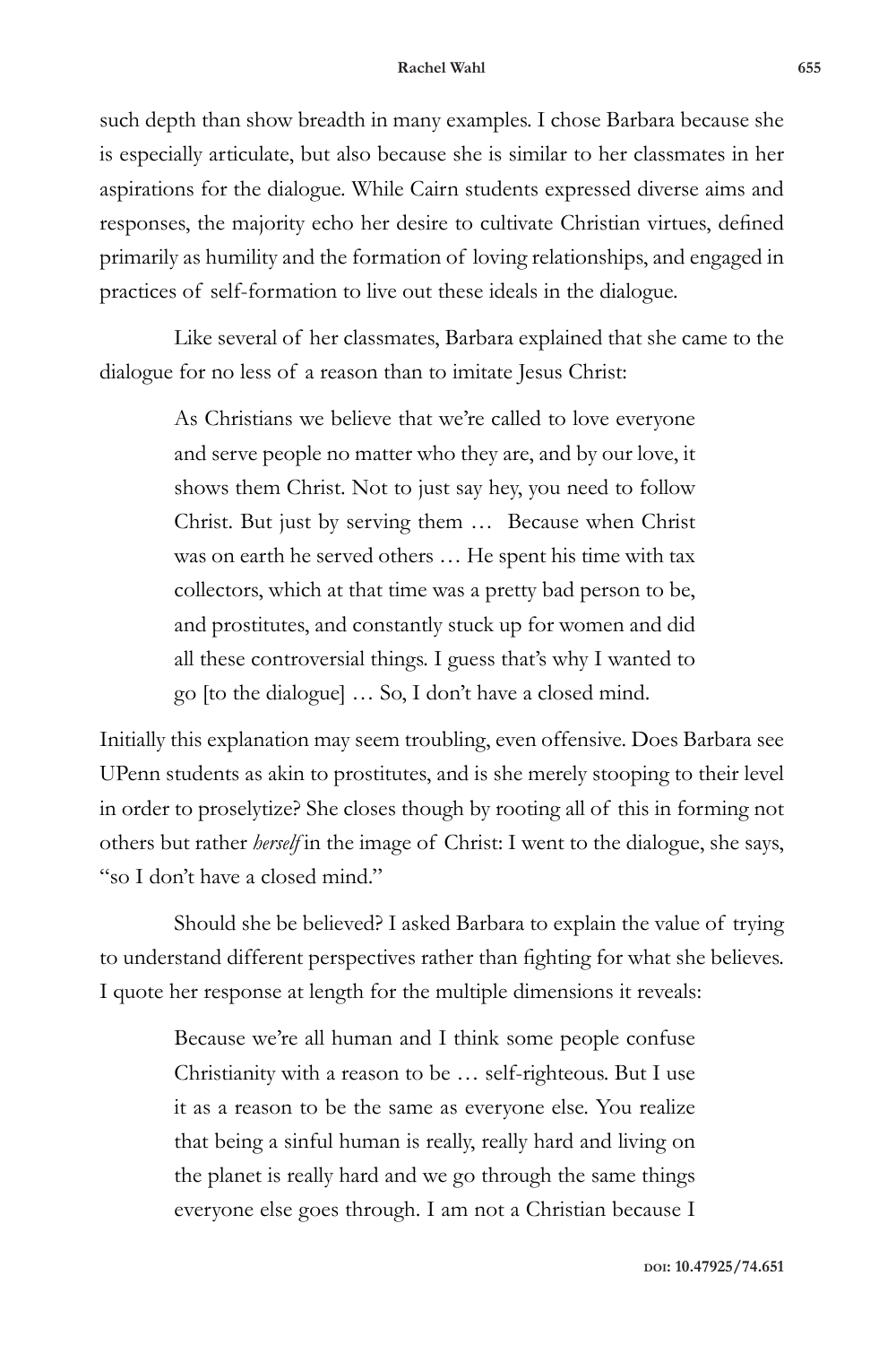such depth than show breadth in many examples. I chose Barbara because she is especially articulate, but also because she is similar to her classmates in her aspirations for the dialogue. While Cairn students expressed diverse aims and responses, the majority echo her desire to cultivate Christian virtues, defined primarily as humility and the formation of loving relationships, and engaged in practices of self-formation to live out these ideals in the dialogue.

Like several of her classmates, Barbara explained that she came to the dialogue for no less of a reason than to imitate Jesus Christ:

> As Christians we believe that we're called to love everyone and serve people no matter who they are, and by our love, it shows them Christ. Not to just say hey, you need to follow Christ. But just by serving them … Because when Christ was on earth he served others … He spent his time with tax collectors, which at that time was a pretty bad person to be, and prostitutes, and constantly stuck up for women and did all these controversial things. I guess that's why I wanted to go [to the dialogue] … So, I don't have a closed mind.

Initially this explanation may seem troubling, even offensive. Does Barbara see UPenn students as akin to prostitutes, and is she merely stooping to their level in order to proselytize? She closes though by rooting all of this in forming not others but rather *herself* in the image of Christ: I went to the dialogue, she says, "so I don't have a closed mind."

Should she be believed? I asked Barbara to explain the value of trying to understand different perspectives rather than fighting for what she believes. I quote her response at length for the multiple dimensions it reveals:

> Because we're all human and I think some people confuse Christianity with a reason to be … self-righteous. But I use it as a reason to be the same as everyone else. You realize that being a sinful human is really, really hard and living on the planet is really hard and we go through the same things everyone else goes through. I am not a Christian because I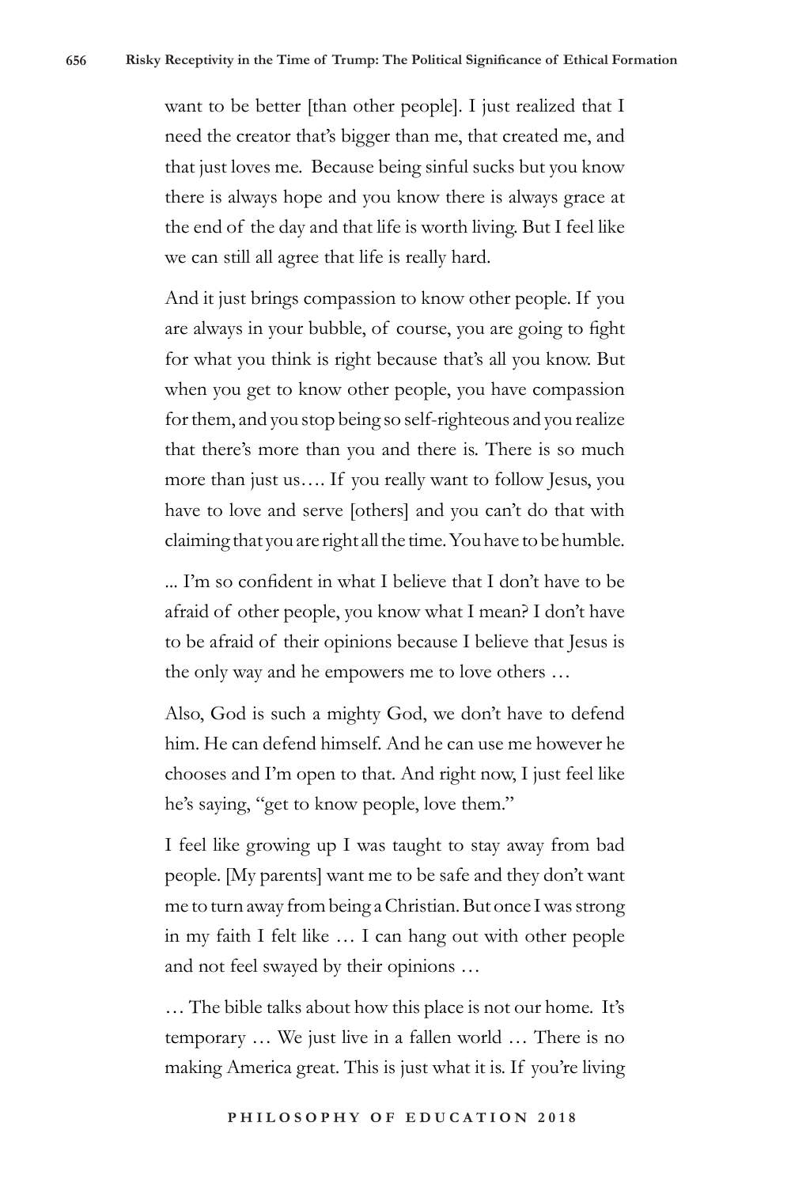want to be better [than other people]. I just realized that I need the creator that's bigger than me, that created me, and that just loves me. Because being sinful sucks but you know there is always hope and you know there is always grace at the end of the day and that life is worth living. But I feel like we can still all agree that life is really hard.

And it just brings compassion to know other people. If you are always in your bubble, of course, you are going to fight for what you think is right because that's all you know. But when you get to know other people, you have compassion for them, and you stop being so self-righteous and you realize that there's more than you and there is. There is so much more than just us…. If you really want to follow Jesus, you have to love and serve [others] and you can't do that with claiming that you are right all the time. You have to be humble.

... I'm so confident in what I believe that I don't have to be afraid of other people, you know what I mean? I don't have to be afraid of their opinions because I believe that Jesus is the only way and he empowers me to love others …

Also, God is such a mighty God, we don't have to defend him. He can defend himself. And he can use me however he chooses and I'm open to that. And right now, I just feel like he's saying, "get to know people, love them."

I feel like growing up I was taught to stay away from bad people. [My parents] want me to be safe and they don't want me to turn away from being a Christian. But once I was strong in my faith I felt like … I can hang out with other people and not feel swayed by their opinions …

… The bible talks about how this place is not our home. It's temporary … We just live in a fallen world … There is no making America great. This is just what it is. If you're living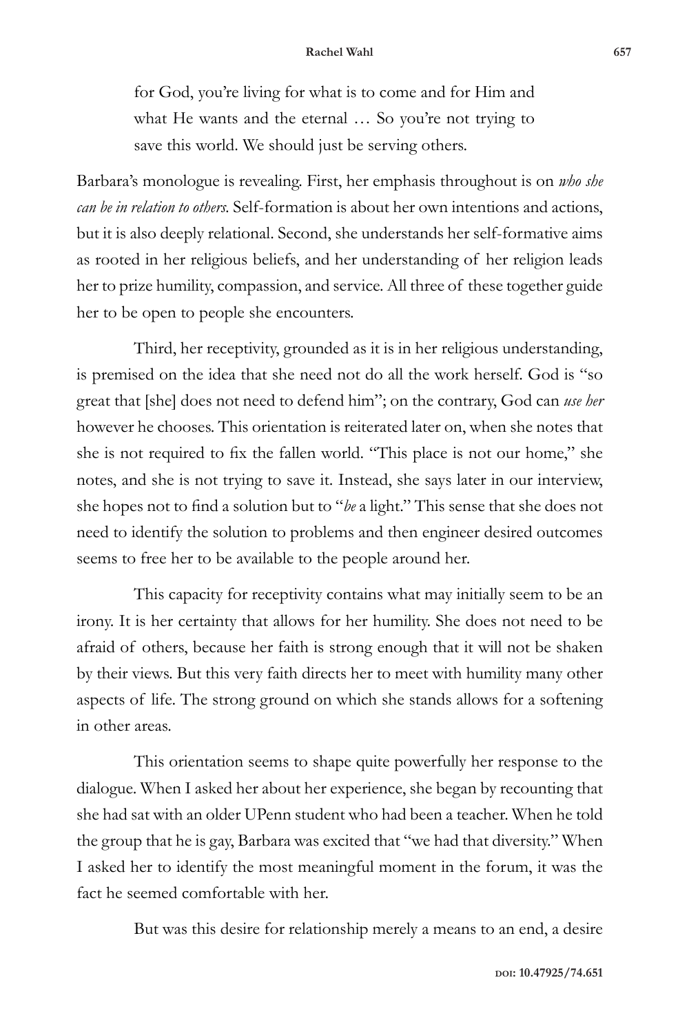> for God, you're living for what is to come and for Him and what He wants and the eternal … So you're not trying to save this world. We should just be serving others.

Barbara's monologue is revealing. First, her emphasis throughout is on *who she can be in relation to others*. Self-formation is about her own intentions and actions, but it is also deeply relational. Second, she understands her self-formative aims as rooted in her religious beliefs, and her understanding of her religion leads her to prize humility, compassion, and service. All three of these together guide her to be open to people she encounters.

Third, her receptivity, grounded as it is in her religious understanding, is premised on the idea that she need not do all the work herself. God is "so great that [she] does not need to defend him"; on the contrary, God can *use her* however he chooses. This orientation is reiterated later on, when she notes that she is not required to fix the fallen world. "This place is not our home," she notes, and she is not trying to save it. Instead, she says later in our interview, she hopes not to find a solution but to "*be* a light." This sense that she does not need to identify the solution to problems and then engineer desired outcomes seems to free her to be available to the people around her.

This capacity for receptivity contains what may initially seem to be an irony. It is her certainty that allows for her humility. She does not need to be afraid of others, because her faith is strong enough that it will not be shaken by their views. But this very faith directs her to meet with humility many other aspects of life. The strong ground on which she stands allows for a softening in other areas.

This orientation seems to shape quite powerfully her response to the dialogue. When I asked her about her experience, she began by recounting that she had sat with an older UPenn student who had been a teacher. When he told the group that he is gay, Barbara was excited that "we had that diversity." When I asked her to identify the most meaningful moment in the forum, it was the fact he seemed comfortable with her.

But was this desire for relationship merely a means to an end, a desire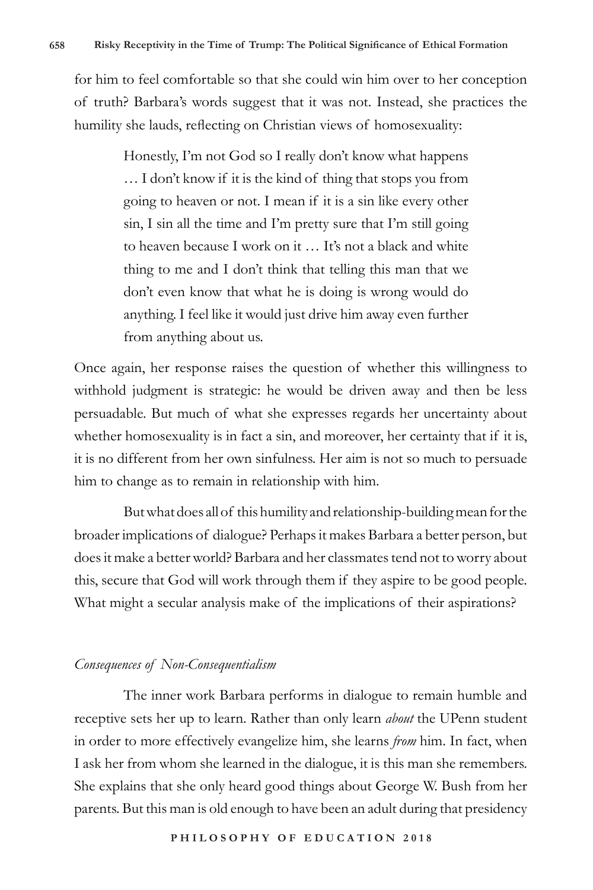for him to feel comfortable so that she could win him over to her conception of truth? Barbara's words suggest that it was not. Instead, she practices the humility she lauds, reflecting on Christian views of homosexuality:

> Honestly, I'm not God so I really don't know what happens … I don't know if it is the kind of thing that stops you from going to heaven or not. I mean if it is a sin like every other sin, I sin all the time and I'm pretty sure that I'm still going to heaven because I work on it … It's not a black and white thing to me and I don't think that telling this man that we don't even know that what he is doing is wrong would do anything. I feel like it would just drive him away even further from anything about us.

Once again, her response raises the question of whether this willingness to withhold judgment is strategic: he would be driven away and then be less persuadable. But much of what she expresses regards her uncertainty about whether homosexuality is in fact a sin, and moreover, her certainty that if it is, it is no different from her own sinfulness. Her aim is not so much to persuade him to change as to remain in relationship with him.

But what does all of this humility and relationship-building mean for the broader implications of dialogue? Perhaps it makes Barbara a better person, but does it make a better world? Barbara and her classmates tend not to worry about this, secure that God will work through them if they aspire to be good people. What might a secular analysis make of the implications of their aspirations?

### *Consequences of Non-Consequentialism*

The inner work Barbara performs in dialogue to remain humble and receptive sets her up to learn. Rather than only learn *about* the UPenn student in order to more effectively evangelize him, she learns *from* him. In fact, when I ask her from whom she learned in the dialogue, it is this man she remembers. She explains that she only heard good things about George W. Bush from her parents. But this man is old enough to have been an adult during that presidency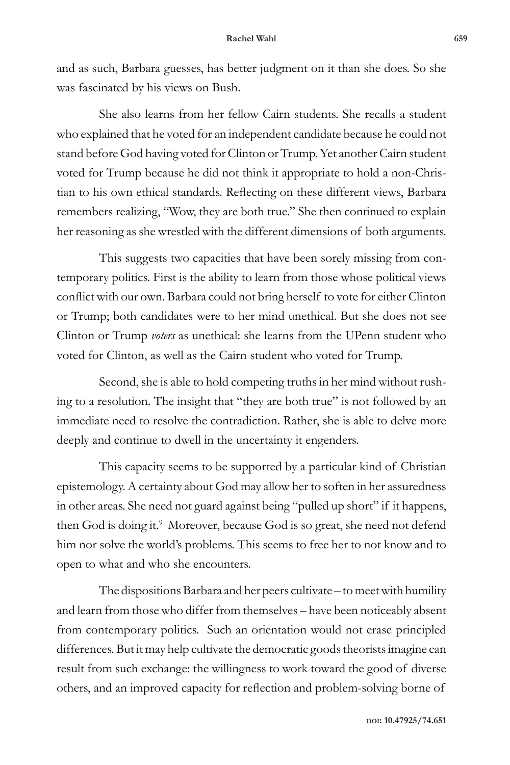and as such, Barbara guesses, has better judgment on it than she does. So she was fascinated by his views on Bush.

She also learns from her fellow Cairn students. She recalls a student who explained that he voted for an independent candidate because he could not stand before God having voted for Clinton or Trump. Yet another Cairn student voted for Trump because he did not think it appropriate to hold a non-Christian to his own ethical standards. Reflecting on these different views, Barbara remembers realizing, "Wow, they are both true." She then continued to explain her reasoning as she wrestled with the different dimensions of both arguments.

This suggests two capacities that have been sorely missing from contemporary politics. First is the ability to learn from those whose political views conflict with our own. Barbara could not bring herself to vote for either Clinton or Trump; both candidates were to her mind unethical. But she does not see Clinton or Trump *voters* as unethical: she learns from the UPenn student who voted for Clinton, as well as the Cairn student who voted for Trump.

Second, she is able to hold competing truths in her mind without rushing to a resolution. The insight that "they are both true" is not followed by an immediate need to resolve the contradiction. Rather, she is able to delve more deeply and continue to dwell in the uncertainty it engenders.

This capacity seems to be supported by a particular kind of Christian epistemology. A certainty about God may allow her to soften in her assuredness in other areas. She need not guard against being "pulled up short" if it happens, then God is doing it.[9] Moreover, because God is so great, she need not defend him nor solve the world's problems. This seems to free her to not know and to open to what and who she encounters.

The dispositions Barbara and her peers cultivate – to meet with humility and learn from those who differ from themselves – have been noticeably absent from contemporary politics. Such an orientation would not erase principled differences. But it may help cultivate the democratic goods theorists imagine can result from such exchange: the willingness to work toward the good of diverse others, and an improved capacity for reflection and problem-solving borne of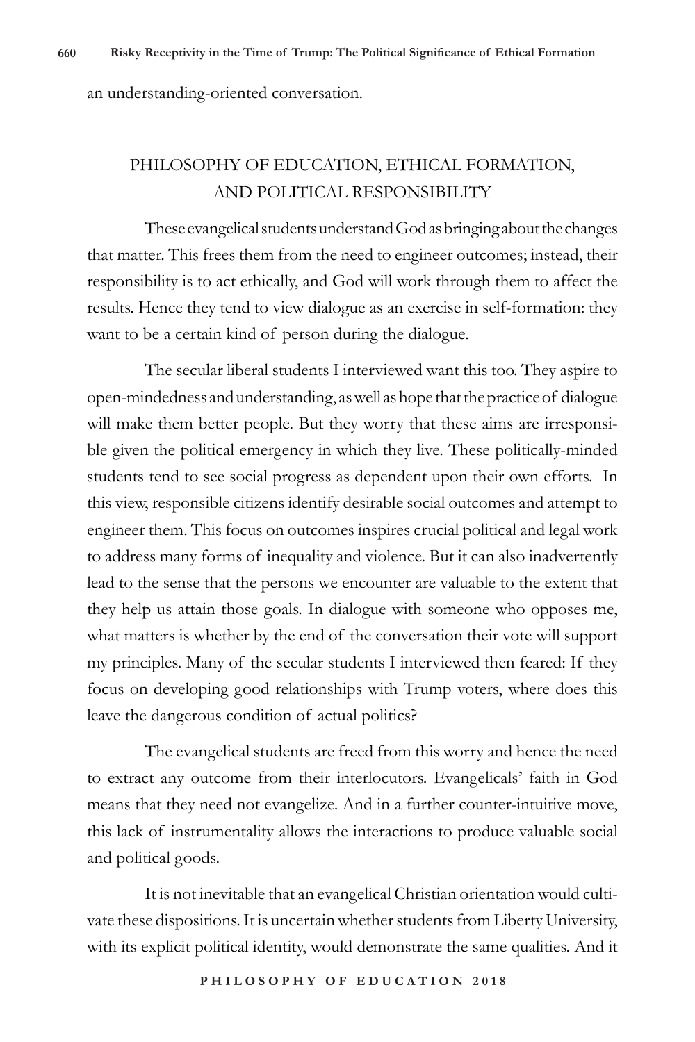an understanding-oriented conversation.

## PHILOSOPHY OF EDUCATION, ETHICAL FORMATION, AND POLITICAL RESPONSIBILITY

These evangelical students understand God as bringing about the changes that matter. This frees them from the need to engineer outcomes; instead, their responsibility is to act ethically, and God will work through them to affect the results. Hence they tend to view dialogue as an exercise in self-formation: they want to be a certain kind of person during the dialogue.

The secular liberal students I interviewed want this too. They aspire to open-mindedness and understanding, as well as hope that the practice of dialogue will make them better people. But they worry that these aims are irresponsible given the political emergency in which they live. These politically-minded students tend to see social progress as dependent upon their own efforts. In this view, responsible citizens identify desirable social outcomes and attempt to engineer them. This focus on outcomes inspires crucial political and legal work to address many forms of inequality and violence. But it can also inadvertently lead to the sense that the persons we encounter are valuable to the extent that they help us attain those goals. In dialogue with someone who opposes me, what matters is whether by the end of the conversation their vote will support my principles. Many of the secular students I interviewed then feared: If they focus on developing good relationships with Trump voters, where does this leave the dangerous condition of actual politics?

The evangelical students are freed from this worry and hence the need to extract any outcome from their interlocutors. Evangelicals' faith in God means that they need not evangelize. And in a further counter-intuitive move, this lack of instrumentality allows the interactions to produce valuable social and political goods.

It is not inevitable that an evangelical Christian orientation would cultivate these dispositions. It is uncertain whether students from Liberty University, with its explicit political identity, would demonstrate the same qualities. And it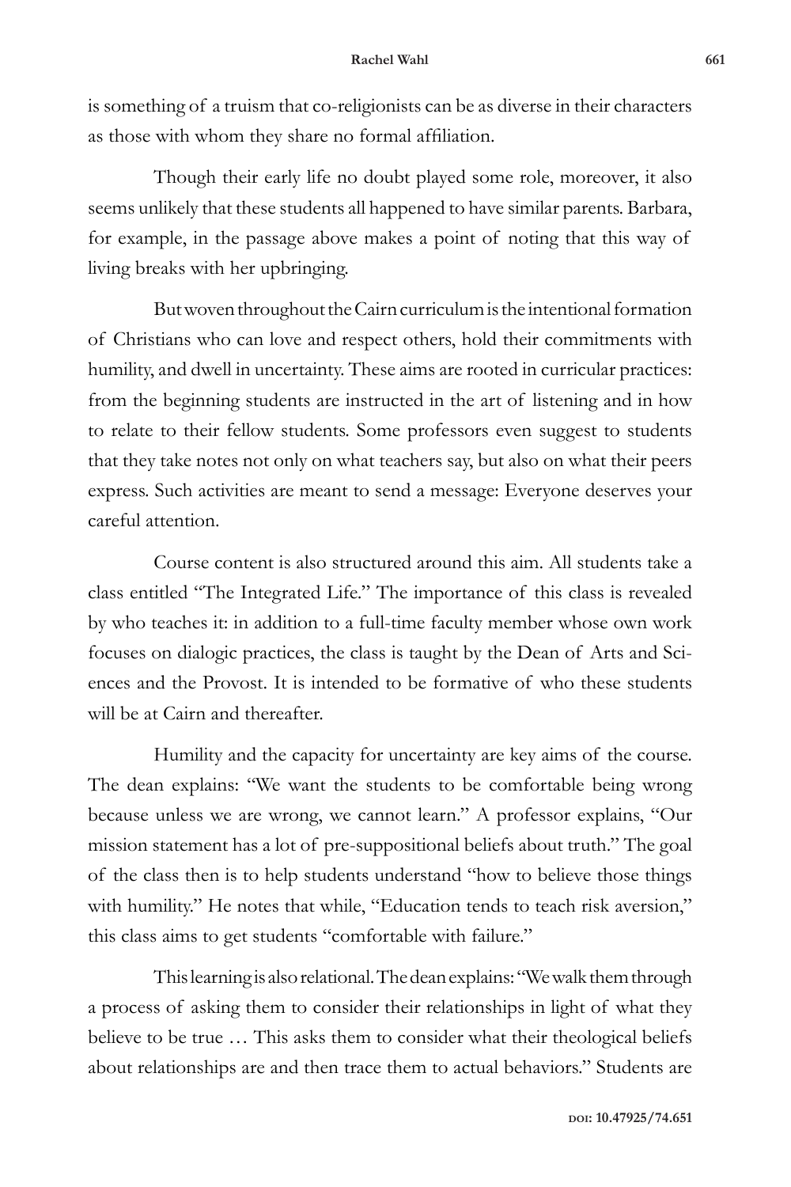is something of a truism that co-religionists can be as diverse in their characters as those with whom they share no formal affiliation.

Though their early life no doubt played some role, moreover, it also seems unlikely that these students all happened to have similar parents. Barbara, for example, in the passage above makes a point of noting that this way of living breaks with her upbringing.

But woven throughout the Cairn curriculum is the intentional formation of Christians who can love and respect others, hold their commitments with humility, and dwell in uncertainty. These aims are rooted in curricular practices: from the beginning students are instructed in the art of listening and in how to relate to their fellow students. Some professors even suggest to students that they take notes not only on what teachers say, but also on what their peers express. Such activities are meant to send a message: Everyone deserves your careful attention.

Course content is also structured around this aim. All students take a class entitled "The Integrated Life." The importance of this class is revealed by who teaches it: in addition to a full-time faculty member whose own work focuses on dialogic practices, the class is taught by the Dean of Arts and Sciences and the Provost. It is intended to be formative of who these students will be at Cairn and thereafter.

Humility and the capacity for uncertainty are key aims of the course. The dean explains: "We want the students to be comfortable being wrong because unless we are wrong, we cannot learn." A professor explains, "Our mission statement has a lot of pre-suppositional beliefs about truth." The goal of the class then is to help students understand "how to believe those things with humility." He notes that while, "Education tends to teach risk aversion," this class aims to get students "comfortable with failure."

This learning is also relational. The dean explains: "We walk them through a process of asking them to consider their relationships in light of what they believe to be true … This asks them to consider what their theological beliefs about relationships are and then trace them to actual behaviors." Students are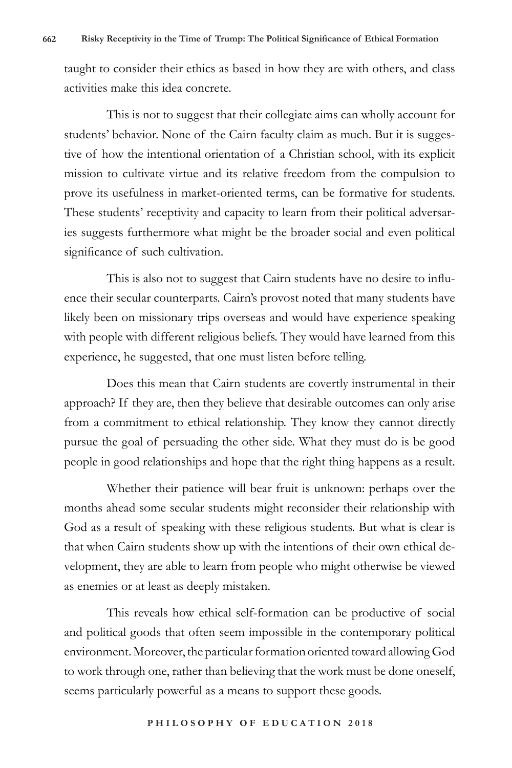taught to consider their ethics as based in how they are with others, and class activities make this idea concrete.

This is not to suggest that their collegiate aims can wholly account for students' behavior. None of the Cairn faculty claim as much. But it is suggestive of how the intentional orientation of a Christian school, with its explicit mission to cultivate virtue and its relative freedom from the compulsion to prove its usefulness in market-oriented terms, can be formative for students. These students' receptivity and capacity to learn from their political adversaries suggests furthermore what might be the broader social and even political significance of such cultivation.

This is also not to suggest that Cairn students have no desire to influence their secular counterparts. Cairn's provost noted that many students have likely been on missionary trips overseas and would have experience speaking with people with different religious beliefs. They would have learned from this experience, he suggested, that one must listen before telling.

Does this mean that Cairn students are covertly instrumental in their approach? If they are, then they believe that desirable outcomes can only arise from a commitment to ethical relationship. They know they cannot directly pursue the goal of persuading the other side. What they must do is be good people in good relationships and hope that the right thing happens as a result.

Whether their patience will bear fruit is unknown: perhaps over the months ahead some secular students might reconsider their relationship with God as a result of speaking with these religious students. But what is clear is that when Cairn students show up with the intentions of their own ethical development, they are able to learn from people who might otherwise be viewed as enemies or at least as deeply mistaken.

This reveals how ethical self-formation can be productive of social and political goods that often seem impossible in the contemporary political environment. Moreover, the particular formation oriented toward allowing God to work through one, rather than believing that the work must be done oneself, seems particularly powerful as a means to support these goods.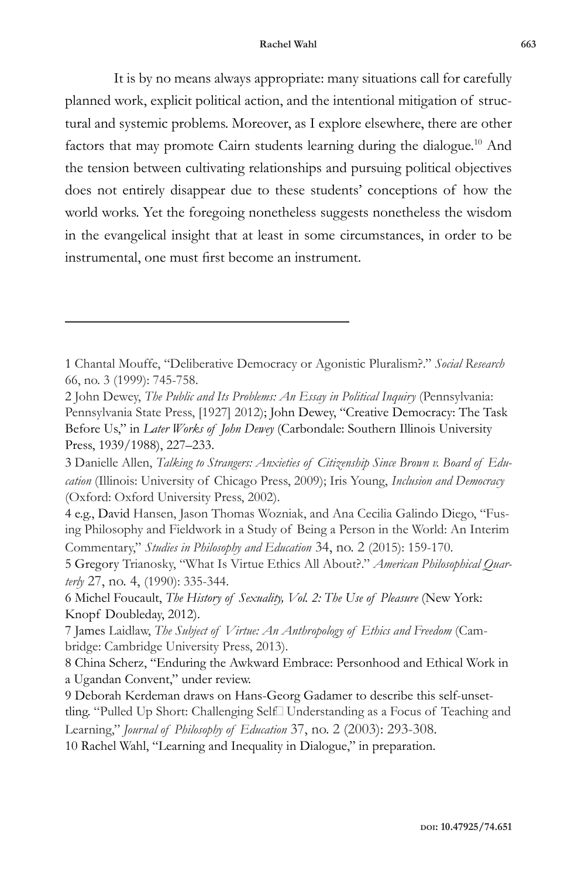It is by no means always appropriate: many situations call for carefully planned work, explicit political action, and the intentional mitigation of structural and systemic problems. Moreover, as I explore elsewhere, there are other factors that may promote Cairn students learning during the dialogue.[10] And the tension between cultivating relationships and pursuing political objectives does not entirely disappear due to these students' conceptions of how the world works. Yet the foregoing nonetheless suggests nonetheless the wisdom in the evangelical insight that at least in some circumstances, in order to be instrumental, one must first become an instrument.

---

1 Chantal Mouffe, "Deliberative Democracy or Agonistic Pluralism?." *Social Research* 66, no. 3 (1999): 745-758.

2 John Dewey, *The Public and Its Problems: An Essay in Political Inquiry* (Pennsylvania: Pennsylvania State Press, [1927] 2012); John Dewey, "Creative Democracy: The Task Before Us," in *Later Works of John Dewey* (Carbondale: Southern Illinois University Press, 1939/1988), 227–233.

3 Danielle Allen, *Talking to Strangers: Anxieties of Citizenship Since Brown v. Board of Education* (Illinois: University of Chicago Press, 2009); Iris Young, *Inclusion and Democracy* (Oxford: Oxford University Press, 2002).

4 e.g., David Hansen, Jason Thomas Wozniak, and Ana Cecilia Galindo Diego, "Fusing Philosophy and Fieldwork in a Study of Being a Person in the World: An Interim Commentary," *Studies in Philosophy and Education* 34, no. 2 (2015): 159-170.

5 Gregory Trianosky, "What Is Virtue Ethics All About?." *American Philosophical Quarterly* 27, no. 4, (1990): 335-344.

6 Michel Foucault, *The History of Sexuality, Vol. 2: The Use of Pleasure* (New York: Knopf Doubleday, 2012).

7 James Laidlaw, *The Subject of Virtue: An Anthropology of Ethics and Freedom* (Cambridge: Cambridge University Press, 2013).

8 China Scherz, "Enduring the Awkward Embrace: Personhood and Ethical Work in a Ugandan Convent," under review.

9 Deborah Kerdeman draws on Hans-Georg Gadamer to describe this self-unsettling. "Pulled Up Short: Challenging Self Understanding as a Focus of Teaching and Learning," *Journal of Philosophy of Education* 37, no. 2 (2003): 293-308.

10 Rachel Wahl, "Learning and Inequality in Dialogue," in preparation.